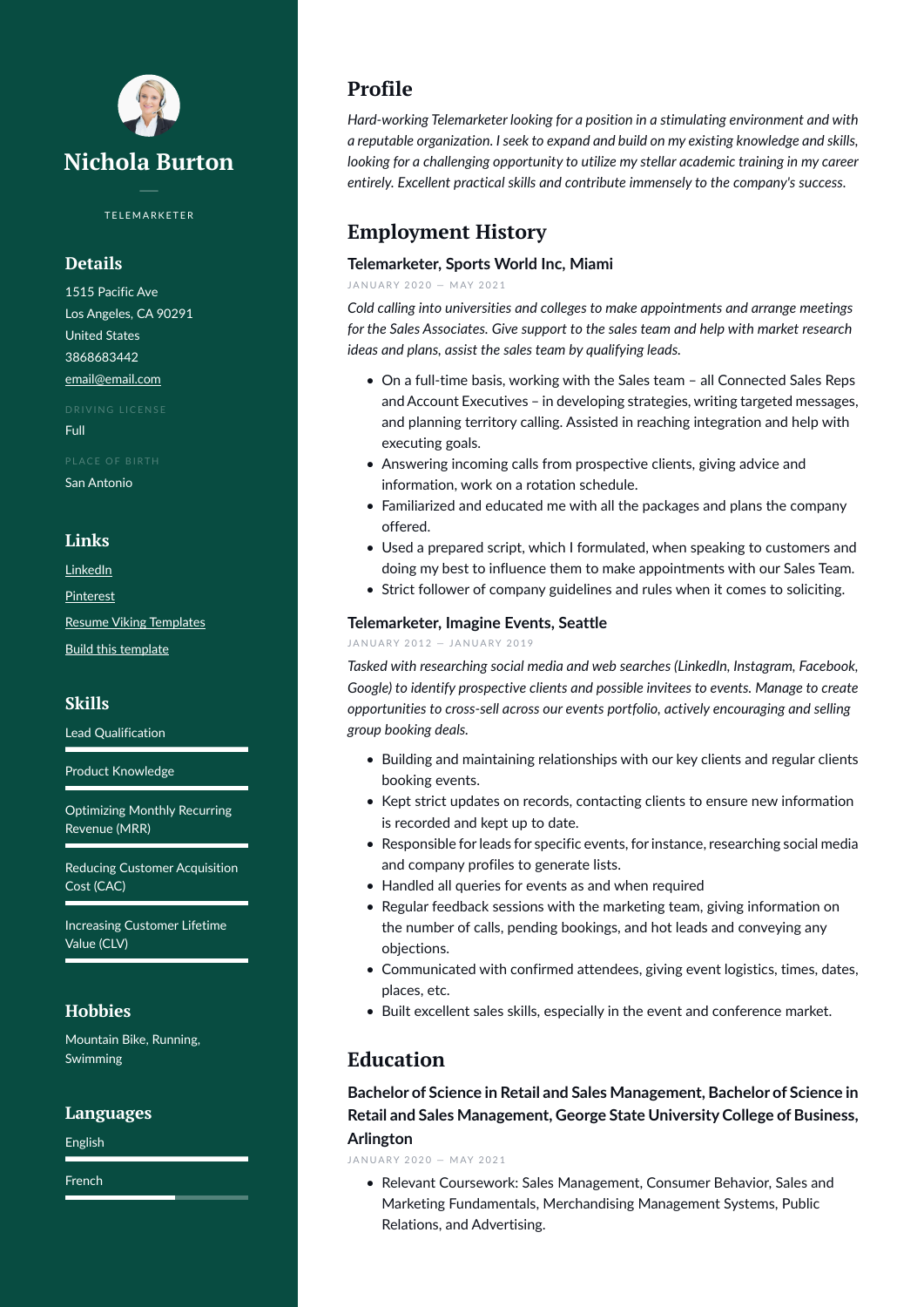# Nichola Burton

TELEMARKETER

## Details

1515 Pacific Ave
Los Angeles, CA 90291
United States
3868683442
email@email.com

DRIVING LICENSE

Full

PLACE OF BIRTH

San Antonio

## Links

LinkedIn

Pinterest

Resume Viking Templates

Build this template

## Skills

Lead Qualification

Product Knowledge

Optimizing Monthly Recurring Revenue (MRR)

Reducing Customer Acquisition Cost (CAC)

Increasing Customer Lifetime Value (CLV)

## Hobbies

Mountain Bike, Running, Swimming

## Languages

English

French

## Profile

*Hard-working Telemarketer looking for a position in a stimulating environment and with a reputable organization. I seek to expand and build on my existing knowledge and skills, looking for a challenging opportunity to utilize my stellar academic training in my career entirely. Excellent practical skills and contribute immensely to the company's success.*

## Employment History

### Telemarketer, Sports World Inc, Miami

JANUARY 2020 — MAY 2021

*Cold calling into universities and colleges to make appointments and arrange meetings for the Sales Associates. Give support to the sales team and help with market research ideas and plans, assist the sales team by qualifying leads.*

- On a full-time basis, working with the Sales team – all Connected Sales Reps and Account Executives – in developing strategies, writing targeted messages, and planning territory calling. Assisted in reaching integration and help with executing goals.
- Answering incoming calls from prospective clients, giving advice and information, work on a rotation schedule.
- Familiarized and educated me with all the packages and plans the company offered.
- Used a prepared script, which I formulated, when speaking to customers and doing my best to influence them to make appointments with our Sales Team.
- Strict follower of company guidelines and rules when it comes to soliciting.

### Telemarketer, Imagine Events, Seattle

JANUARY 2012 — JANUARY 2019

*Tasked with researching social media and web searches (LinkedIn, Instagram, Facebook, Google) to identify prospective clients and possible invitees to events. Manage to create opportunities to cross-sell across our events portfolio, actively encouraging and selling group booking deals.*

- Building and maintaining relationships with our key clients and regular clients booking events.
- Kept strict updates on records, contacting clients to ensure new information is recorded and kept up to date.
- Responsible for leads for specific events, for instance, researching social media and company profiles to generate lists.
- Handled all queries for events as and when required
- Regular feedback sessions with the marketing team, giving information on the number of calls, pending bookings, and hot leads and conveying any objections.
- Communicated with confirmed attendees, giving event logistics, times, dates, places, etc.
- Built excellent sales skills, especially in the event and conference market.

## Education

### Bachelor of Science in Retail and Sales Management, Bachelor of Science in Retail and Sales Management, George State University College of Business, Arlington

JANUARY 2020 — MAY 2021

- Relevant Coursework: Sales Management, Consumer Behavior, Sales and Marketing Fundamentals, Merchandising Management Systems, Public Relations, and Advertising.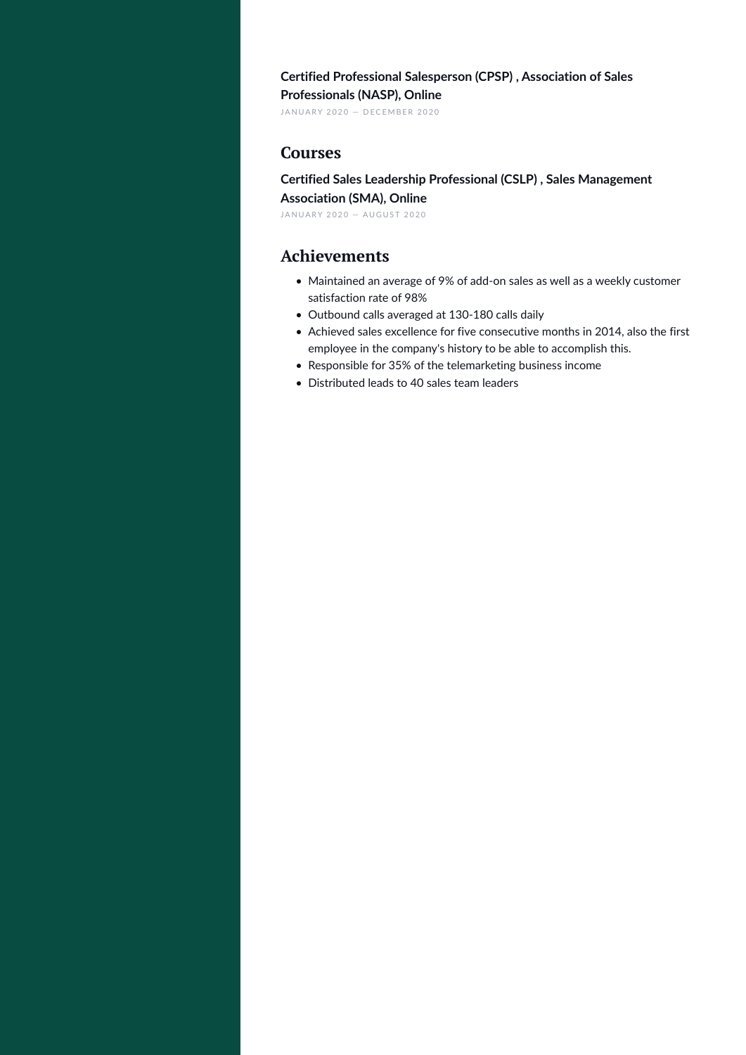**Certified Professional Salesperson (CPSP) , Association of Sales Professionals (NASP), Online**

JANUARY 2020 — DECEMBER 2020

## Courses

**Certified Sales Leadership Professional (CSLP) , Sales Management Association (SMA), Online**

JANUARY 2020 — AUGUST 2020

## Achievements

- Maintained an average of 9% of add-on sales as well as a weekly customer satisfaction rate of 98%
- Outbound calls averaged at 130-180 calls daily
- Achieved sales excellence for five consecutive months in 2014, also the first employee in the company's history to be able to accomplish this.
- Responsible for 35% of the telemarketing business income
- Distributed leads to 40 sales team leaders